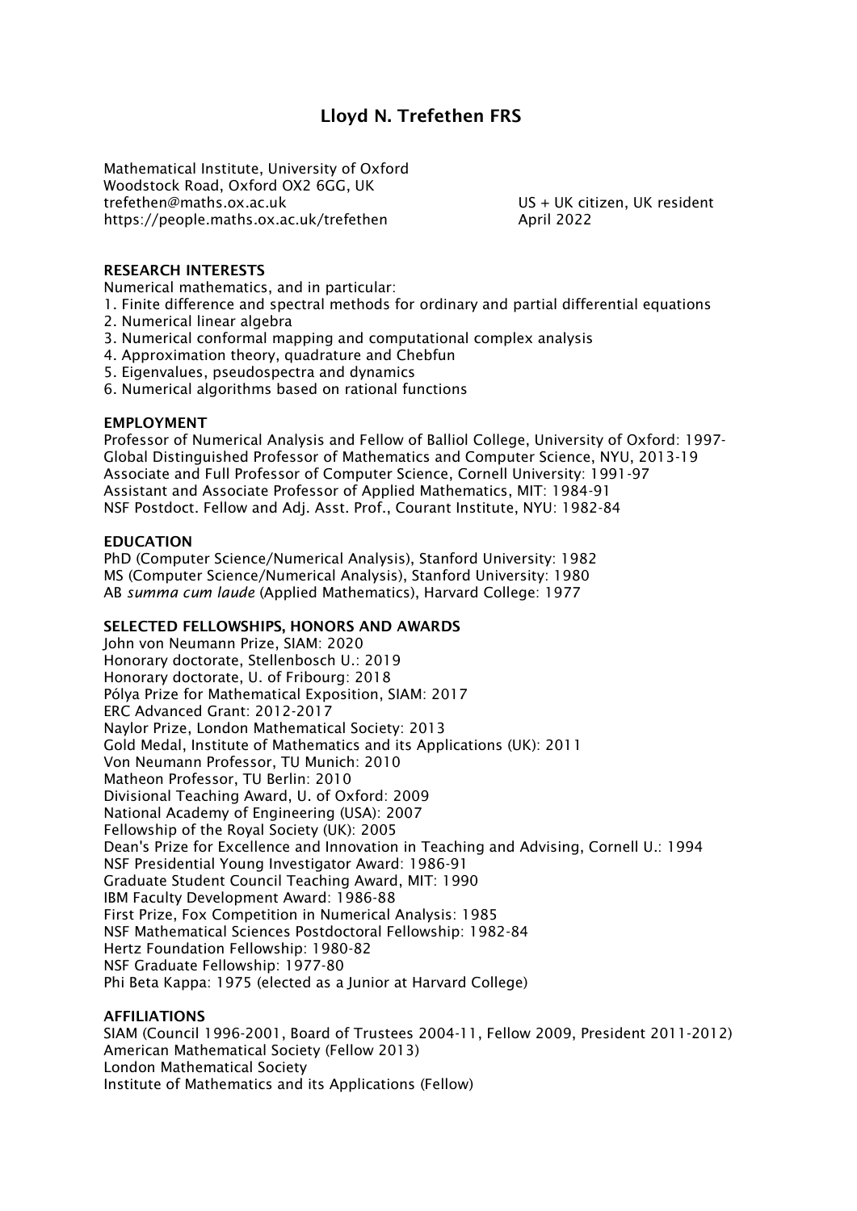# Lloyd N. Trefethen FRS

Mathematical Institute, University of Oxford
Woodstock Road, Oxford OX2 6GG, UK
trefethen@maths.ox.ac.uk
https://people.maths.ox.ac.uk/trefethen

US + UK citizen, UK resident
April 2022

## RESEARCH INTERESTS

Numerical mathematics, and in particular:

1. Finite difference and spectral methods for ordinary and partial differential equations
2. Numerical linear algebra
3. Numerical conformal mapping and computational complex analysis
4. Approximation theory, quadrature and Chebfun
5. Eigenvalues, pseudospectra and dynamics
6. Numerical algorithms based on rational functions

## EMPLOYMENT

Professor of Numerical Analysis and Fellow of Balliol College, University of Oxford: 1997-
Global Distinguished Professor of Mathematics and Computer Science, NYU, 2013-19
Associate and Full Professor of Computer Science, Cornell University: 1991-97
Assistant and Associate Professor of Applied Mathematics, MIT: 1984-91
NSF Postdoct. Fellow and Adj. Asst. Prof., Courant Institute, NYU: 1982-84

## EDUCATION

PhD (Computer Science/Numerical Analysis), Stanford University: 1982
MS (Computer Science/Numerical Analysis), Stanford University: 1980
AB *summa cum laude* (Applied Mathematics), Harvard College: 1977

## SELECTED FELLOWSHIPS, HONORS AND AWARDS

John von Neumann Prize, SIAM: 2020
Honorary doctorate, Stellenbosch U.: 2019
Honorary doctorate, U. of Fribourg: 2018
Pólya Prize for Mathematical Exposition, SIAM: 2017
ERC Advanced Grant: 2012-2017
Naylor Prize, London Mathematical Society: 2013
Gold Medal, Institute of Mathematics and its Applications (UK): 2011
Von Neumann Professor, TU Munich: 2010
Matheon Professor, TU Berlin: 2010
Divisional Teaching Award, U. of Oxford: 2009
National Academy of Engineering (USA): 2007
Fellowship of the Royal Society (UK): 2005
Dean's Prize for Excellence and Innovation in Teaching and Advising, Cornell U.: 1994
NSF Presidential Young Investigator Award: 1986-91
Graduate Student Council Teaching Award, MIT: 1990
IBM Faculty Development Award: 1986-88
First Prize, Fox Competition in Numerical Analysis: 1985
NSF Mathematical Sciences Postdoctoral Fellowship: 1982-84
Hertz Foundation Fellowship: 1980-82
NSF Graduate Fellowship: 1977-80
Phi Beta Kappa: 1975 (elected as a Junior at Harvard College)

## AFFILIATIONS

SIAM (Council 1996-2001, Board of Trustees 2004-11, Fellow 2009, President 2011-2012)
American Mathematical Society (Fellow 2013)
London Mathematical Society
Institute of Mathematics and its Applications (Fellow)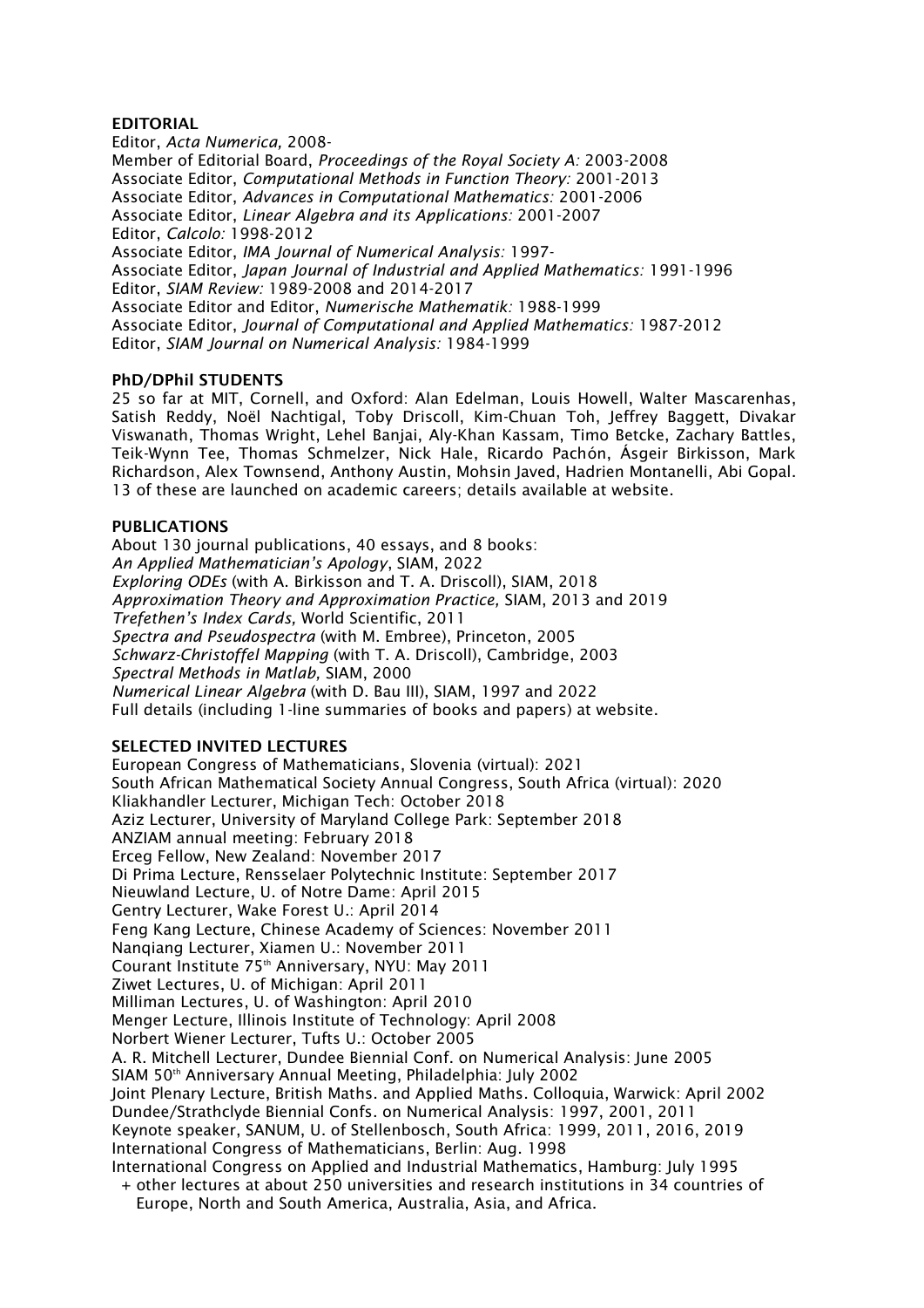**EDITORIAL**

Editor, *Acta Numerica,* 2008-
Member of Editorial Board, *Proceedings of the Royal Society A:* 2003-2008
Associate Editor, *Computational Methods in Function Theory:* 2001-2013
Associate Editor, *Advances in Computational Mathematics:* 2001-2006
Associate Editor, *Linear Algebra and its Applications:* 2001-2007
Editor, *Calcolo:* 1998-2012
Associate Editor, *IMA Journal of Numerical Analysis:* 1997-
Associate Editor, *Japan Journal of Industrial and Applied Mathematics:* 1991-1996
Editor, *SIAM Review:* 1989-2008 and 2014-2017
Associate Editor and Editor, *Numerische Mathematik:* 1988-1999
Associate Editor, *Journal of Computational and Applied Mathematics:* 1987-2012
Editor, *SIAM Journal on Numerical Analysis:* 1984-1999

**PhD/DPhil STUDENTS**

25 so far at MIT, Cornell, and Oxford: Alan Edelman, Louis Howell, Walter Mascarenhas, Satish Reddy, Noël Nachtigal, Toby Driscoll, Kim-Chuan Toh, Jeffrey Baggett, Divakar Viswanath, Thomas Wright, Lehel Banjai, Aly-Khan Kassam, Timo Betcke, Zachary Battles, Teik-Wynn Tee, Thomas Schmelzer, Nick Hale, Ricardo Pachón, Ásgeir Birkisson, Mark Richardson, Alex Townsend, Anthony Austin, Mohsin Javed, Hadrien Montanelli, Abi Gopal. 13 of these are launched on academic careers; details available at website.

**PUBLICATIONS**

About 130 journal publications, 40 essays, and 8 books:
*An Applied Mathematician's Apology*, SIAM, 2022
*Exploring ODEs* (with A. Birkisson and T. A. Driscoll), SIAM, 2018
*Approximation Theory and Approximation Practice,* SIAM, 2013 and 2019
*Trefethen's Index Cards,* World Scientific, 2011
*Spectra and Pseudospectra* (with M. Embree), Princeton, 2005
*Schwarz-Christoffel Mapping* (with T. A. Driscoll), Cambridge, 2003
*Spectral Methods in Matlab,* SIAM, 2000
*Numerical Linear Algebra* (with D. Bau III), SIAM, 1997 and 2022
Full details (including 1-line summaries of books and papers) at website.

**SELECTED INVITED LECTURES**

European Congress of Mathematicians, Slovenia (virtual): 2021
South African Mathematical Society Annual Congress, South Africa (virtual): 2020
Kliakhandler Lecturer, Michigan Tech: October 2018
Aziz Lecturer, University of Maryland College Park: September 2018
ANZIAM annual meeting: February 2018
Erceg Fellow, New Zealand: November 2017
Di Prima Lecture, Rensselaer Polytechnic Institute: September 2017
Nieuwland Lecture, U. of Notre Dame: April 2015
Gentry Lecturer, Wake Forest U.: April 2014
Feng Kang Lecture, Chinese Academy of Sciences: November 2011
Nanqiang Lecturer, Xiamen U.: November 2011
Courant Institute 75th Anniversary, NYU: May 2011
Ziwet Lectures, U. of Michigan: April 2011
Milliman Lectures, U. of Washington: April 2010
Menger Lecture, Illinois Institute of Technology: April 2008
Norbert Wiener Lecturer, Tufts U.: October 2005
A. R. Mitchell Lecturer, Dundee Biennial Conf. on Numerical Analysis: June 2005
SIAM 50th Anniversary Annual Meeting, Philadelphia: July 2002
Joint Plenary Lecture, British Maths. and Applied Maths. Colloquia, Warwick: April 2002
Dundee/Strathclyde Biennial Confs. on Numerical Analysis: 1997, 2001, 2011
Keynote speaker, SANUM, U. of Stellenbosch, South Africa: 1999, 2011, 2016, 2019
International Congress of Mathematicians, Berlin: Aug. 1998
International Congress on Applied and Industrial Mathematics, Hamburg: July 1995
+ other lectures at about 250 universities and research institutions in 34 countries of Europe, North and South America, Australia, Asia, and Africa.